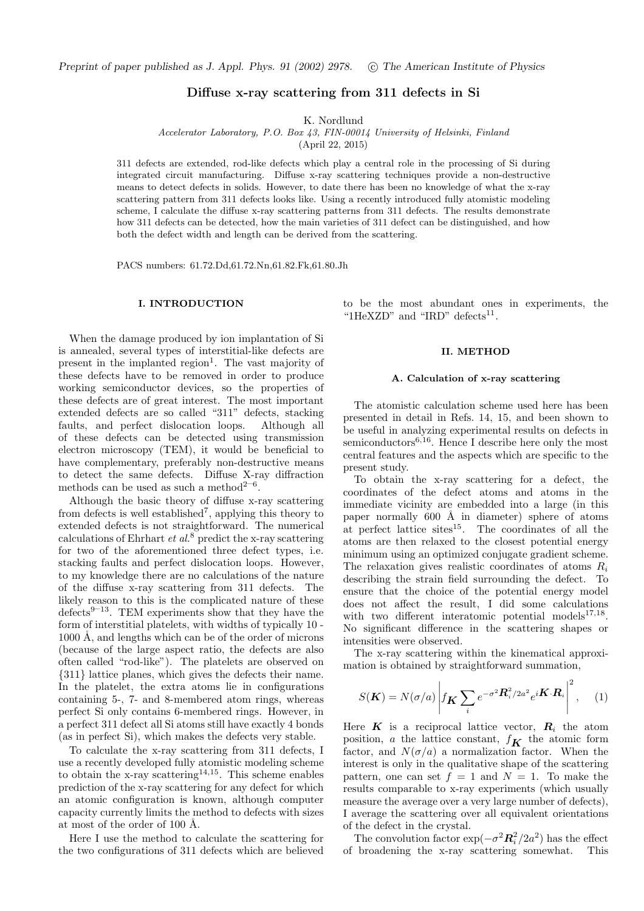*Preprint of paper published as J. Appl. Phys. 91 (2002) 2978. © The American Institute of Physics*

# Diffuse x-ray scattering from 311 defects in Si

K. Nordlund

*Accelerator Laboratory, P.O. Box 43, FIN-00014 University of Helsinki, Finland*

(April 22, 2015)

311 defects are extended, rod-like defects which play a central role in the processing of Si during integrated circuit manufacturing. Diffuse x-ray scattering techniques provide a non-destructive means to detect defects in solids. However, to date there has been no knowledge of what the x-ray scattering pattern from 311 defects looks like. Using a recently introduced fully atomistic modeling scheme, I calculate the diffuse x-ray scattering patterns from 311 defects. The results demonstrate how 311 defects can be detected, how the main varieties of 311 defect can be distinguished, and how both the defect width and length can be derived from the scattering.

PACS numbers: 61.72.Dd,61.72.Nn,61.82.Fk,61.80.Jh

## I. INTRODUCTION

When the damage produced by ion implantation of Si is annealed, several types of interstitial-like defects are present in the implanted region[1]. The vast majority of these defects have to be removed in order to produce working semiconductor devices, so the properties of these defects are of great interest. The most important extended defects are so called "311" defects, stacking faults, and perfect dislocation loops. Although all of these defects can be detected using transmission electron microscopy (TEM), it would be beneficial to have complementary, preferably non-destructive means to detect the same defects. Diffuse X-ray diffraction methods can be used as such a method[2–6].

Although the basic theory of diffuse x-ray scattering from defects is well established[7], applying this theory to extended defects is not straightforward. The numerical calculations of Ehrhart *et al.*[8] predict the x-ray scattering for two of the aforementioned three defect types, i.e. stacking faults and perfect dislocation loops. However, to my knowledge there are no calculations of the nature of the diffuse x-ray scattering from 311 defects. The likely reason to this is the complicated nature of these defects[9–13]. TEM experiments show that they have the form of interstitial platelets, with widths of typically 10 - 1000 Å, and lengths which can be of the order of microns (because of the large aspect ratio, the defects are also often called "rod-like"). The platelets are observed on {311} lattice planes, which gives the defects their name. In the platelet, the extra atoms lie in configurations containing 5-, 7- and 8-membered atom rings, whereas perfect Si only contains 6-membered rings. However, in a perfect 311 defect all Si atoms still have exactly 4 bonds (as in perfect Si), which makes the defects very stable.

To calculate the x-ray scattering from 311 defects, I use a recently developed fully atomistic modeling scheme to obtain the x-ray scattering[14,15]. This scheme enables prediction of the x-ray scattering for any defect for which an atomic configuration is known, although computer capacity currently limits the method to defects with sizes at most of the order of 100 Å.

Here I use the method to calculate the scattering for the two configurations of 311 defects which are believed to be the most abundant ones in experiments, the "1HeXZD" and "IRD" defects[11].

## II. METHOD

### A. Calculation of x-ray scattering

The atomistic calculation scheme used here has been presented in detail in Refs. 14, 15, and been shown to be useful in analyzing experimental results on defects in semiconductors[6,16]. Hence I describe here only the most central features and the aspects which are specific to the present study.

To obtain the x-ray scattering for a defect, the coordinates of the defect atoms and atoms in the immediate vicinity are embedded into a large (in this paper normally 600 Å in diameter) sphere of atoms at perfect lattice sites[15]. The coordinates of all the atoms are then relaxed to the closest potential energy minimum using an optimized conjugate gradient scheme. The relaxation gives realistic coordinates of atoms $R_i$ describing the strain field surrounding the defect. To ensure that the choice of the potential energy model does not affect the result, I did some calculations with two different interatomic potential models[17,18]. No significant difference in the scattering shapes or intensities were observed.

The x-ray scattering within the kinematical approximation is obtained by straightforward summation,

$$S(\boldsymbol{K}) = N(\sigma/a)\left| f_{\boldsymbol{K}} \sum_i e^{-\sigma^2 \boldsymbol{R}_i^2/2a^2} e^{i\boldsymbol{K}\cdot\boldsymbol{R}_i} \right|^2, \quad (1)$$

Here $\boldsymbol{K}$ is a reciprocal lattice vector, $\boldsymbol{R}_i$ the atom position, $a$ the lattice constant, $f_{\boldsymbol{K}}$ the atomic form factor, and $N(\sigma/a)$ a normalization factor. When the interest is only in the qualitative shape of the scattering pattern, one can set $f = 1$ and $N = 1$. To make the results comparable to x-ray experiments (which usually measure the average over a very large number of defects), I average the scattering over all equivalent orientations of the defect in the crystal.

The convolution factor $\exp(-\sigma^2 \boldsymbol{R}_i^2/2a^2)$ has the effect of broadening the x-ray scattering somewhat. This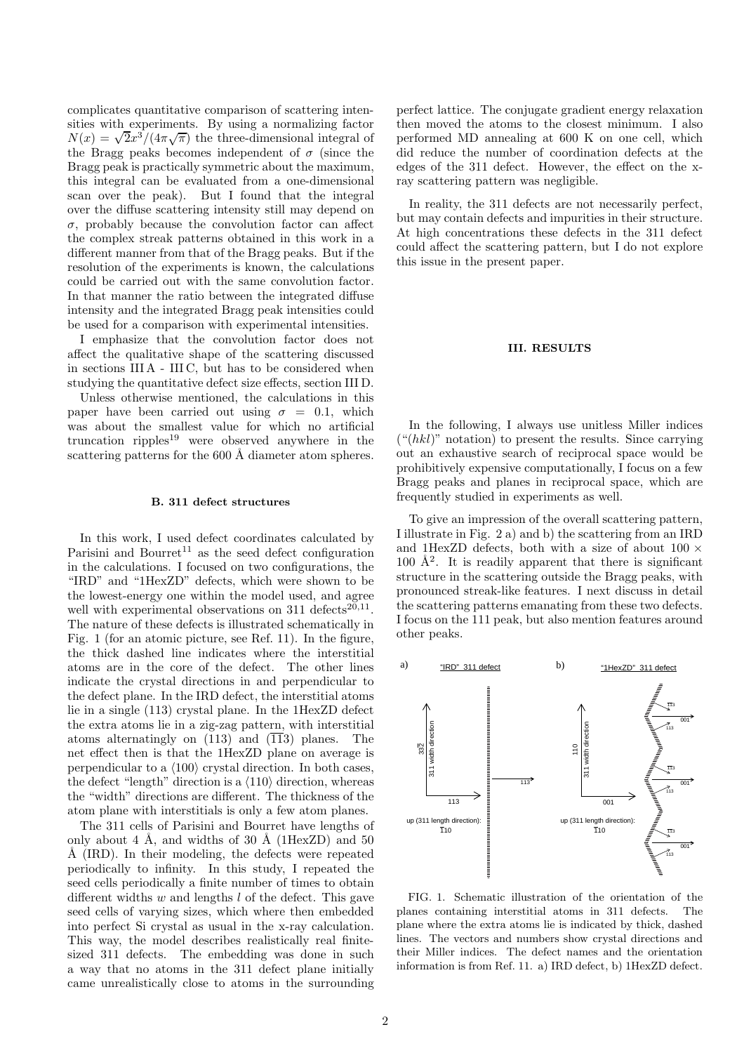complicates quantitative comparison of scattering intensities with experiments. By using a normalizing factor $N(x) = \sqrt{2}x^3/(4\pi\sqrt{\pi})$ the three-dimensional integral of the Bragg peaks becomes independent of $\sigma$ (since the Bragg peak is practically symmetric about the maximum, this integral can be evaluated from a one-dimensional scan over the peak). But I found that the integral over the diffuse scattering intensity still may depend on $\sigma$, probably because the convolution factor can affect the complex streak patterns obtained in this work in a different manner from that of the Bragg peaks. But if the resolution of the experiments is known, the calculations could be carried out with the same convolution factor. In that manner the ratio between the integrated diffuse intensity and the integrated Bragg peak intensities could be used for a comparison with experimental intensities.

I emphasize that the convolution factor does not affect the qualitative shape of the scattering discussed in sections III A - III C, but has to be considered when studying the quantitative defect size effects, section III D.

Unless otherwise mentioned, the calculations in this paper have been carried out using $\sigma = 0.1$, which was about the smallest value for which no artificial truncation ripples[19] were observed anywhere in the scattering patterns for the 600 Å diameter atom spheres.

### B. 311 defect structures

In this work, I used defect coordinates calculated by Parisini and Bourret[11] as the seed defect configuration in the calculations. I focused on two configurations, the "IRD" and "1HexZD" defects, which were shown to be the lowest-energy one within the model used, and agree well with experimental observations on 311 defects[20,11]. The nature of these defects is illustrated schematically in Fig. 1 (for an atomic picture, see Ref. 11). In the figure, the thick dashed line indicates where the interstitial atoms are in the core of the defect. The other lines indicate the crystal directions in and perpendicular to the defect plane. In the IRD defect, the interstitial atoms lie in a single (113) crystal plane. In the 1HexZD defect the extra atoms lie in a zig-zag pattern, with interstitial atoms alternatingly on (113) and ($\overline{11}3$) planes. The net effect then is that the 1HexZD plane on average is perpendicular to a $\langle 100 \rangle$ crystal direction. In both cases, the defect "length" direction is a $\langle 110 \rangle$ direction, whereas the "width" directions are different. The thickness of the atom plane with interstitials is only a few atom planes.

The 311 cells of Parisini and Bourret have lengths of only about 4 Å, and widths of 30 Å (1HexZD) and 50 Å (IRD). In their modeling, the defects were repeated periodically to infinity. In this study, I repeated the seed cells periodically a finite number of times to obtain different widths $w$ and lengths $l$ of the defect. This gave seed cells of varying sizes, which where then embedded into perfect Si crystal as usual in the x-ray calculation. This way, the model describes realistically real finite-sized 311 defects. The embedding was done in such a way that no atoms in the 311 defect plane initially came unrealistically close to atoms in the surrounding perfect lattice. The conjugate gradient energy relaxation then moved the atoms to the closest minimum. I also performed MD annealing at 600 K on one cell, which did reduce the number of coordination defects at the edges of the 311 defect. However, the effect on the x-ray scattering pattern was negligible.

In reality, the 311 defects are not necessarily perfect, but may contain defects and impurities in their structure. At high concentrations these defects in the 311 defect could affect the scattering pattern, but I do not explore this issue in the present paper.

## III. RESULTS

In the following, I always use unitless Miller indices ("$(hkl)$" notation) to present the results. Since carrying out an exhaustive search of reciprocal space would be prohibitively expensive computationally, I focus on a few Bragg peaks and planes in reciprocal space, which are frequently studied in experiments as well.

To give an impression of the overall scattering pattern, I illustrate in Fig. 2 a) and b) the scattering from an IRD and 1HexZD defects, both with a size of about 100 × 100 Å$^2$. It is readily apparent that there is significant structure in the scattering outside the Bragg peaks, with pronounced streak-like features. I next discuss in detail the scattering patterns emanating from these two defects. I focus on the 111 peak, but also mention features around other peaks.

a) "IRD" 311 defect
33$\overline{2}$
311 width direction
113
113
up (311 length direction):
$\overline{1}$10

b) "1HexZD" 311 defect
110
311 width direction
001
$\overline{11}$3
001
113
up (311 length direction):
$\overline{1}$10

FIG. 1. Schematic illustration of the orientation of the planes containing interstitial atoms in 311 defects. The plane where the extra atoms lie is indicated by thick, dashed lines. The vectors and numbers show crystal directions and their Miller indices. The defect names and the orientation information is from Ref. 11. a) IRD defect, b) 1HexZD defect.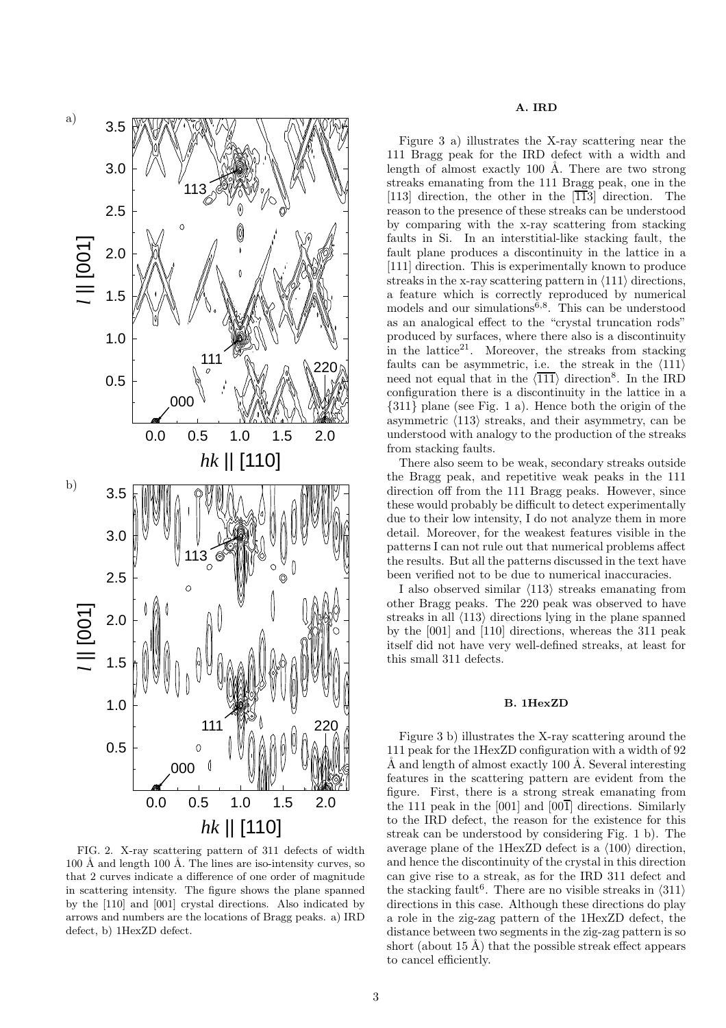a)

3.5
3.0
2.5
2.0
1.5
1.0
0.5
l || [001]
113
111
220
000
0.0 0.5 1.0 1.5 2.0
hk || [110]

b)

3.5
3.0
2.5
2.0
1.5
1.0
0.5
l || [001]
113
111
220
000
0.0 0.5 1.0 1.5 2.0
hk || [110]

FIG. 2. X-ray scattering pattern of 311 defects of width 100 Å and length 100 Å. The lines are iso-intensity curves, so that 2 curves indicate a difference of one order of magnitude in scattering intensity. The figure shows the plane spanned by the [110] and [001] crystal directions. Also indicated by arrows and numbers are the locations of Bragg peaks. a) IRD defect, b) 1HexZD defect.

### A. IRD

Figure 3 a) illustrates the X-ray scattering near the 111 Bragg peak for the IRD defect with a width and length of almost exactly 100 Å. There are two strong streaks emanating from the 111 Bragg peak, one in the [113] direction, the other in the $[\overline{11}\overline{3}]$ direction. The reason to the presence of these streaks can be understood by comparing with the x-ray scattering from stacking faults in Si. In an interstitial-like stacking fault, the fault plane produces a discontinuity in the lattice in a [111] direction. This is experimentally known to produce streaks in the x-ray scattering pattern in $\langle 111 \rangle$ directions, a feature which is correctly reproduced by numerical models and our simulations[6,8]. This can be understood as an analogical effect to the "crystal truncation rods" produced by surfaces, where there also is a discontinuity in the lattice[21]. Moreover, the streaks from stacking faults can be asymmetric, i.e. the streak in the $\langle 111 \rangle$ need not equal that in the $\langle \overline{111} \rangle$ direction[8]. In the IRD configuration there is a discontinuity in the lattice in a $\{311\}$ plane (see Fig. 1 a). Hence both the origin of the asymmetric $\langle 113 \rangle$ streaks, and their asymmetry, can be understood with analogy to the production of the streaks from stacking faults.

There also seem to be weak, secondary streaks outside the Bragg peak, and repetitive weak peaks in the 111 direction off from the 111 Bragg peaks. However, since these would probably be difficult to detect experimentally due to their low intensity, I do not analyze them in more detail. Moreover, for the weakest features visible in the patterns I can not rule out that numerical problems affect the results. But all the patterns discussed in the text have been verified not to be due to numerical inaccuracies.

I also observed similar $\langle 113 \rangle$ streaks emanating from other Bragg peaks. The 220 peak was observed to have streaks in all $\langle 113 \rangle$ directions lying in the plane spanned by the [001] and [110] directions, whereas the 311 peak itself did not have very well-defined streaks, at least for this small 311 defects.

### B. 1HexZD

Figure 3 b) illustrates the X-ray scattering around the 111 peak for the 1HexZD configuration with a width of 92 Å and length of almost exactly 100 Å. Several interesting features in the scattering pattern are evident from the figure. First, there is a strong streak emanating from the 111 peak in the [001] and $[00\overline{1}]$ directions. Similarly to the IRD defect, the reason for the existence for this streak can be understood by considering Fig. 1 b). The average plane of the 1HexZD defect is a $\langle 100 \rangle$ direction, and hence the discontinuity of the crystal in this direction can give rise to a streak, as for the IRD 311 defect and the stacking fault[6]. There are no visible streaks in $\langle 311 \rangle$ directions in this case. Although these directions do play a role in the zig-zag pattern of the 1HexZD defect, the distance between two segments in the zig-zag pattern is so short (about 15 Å) that the possible streak effect appears to cancel efficiently.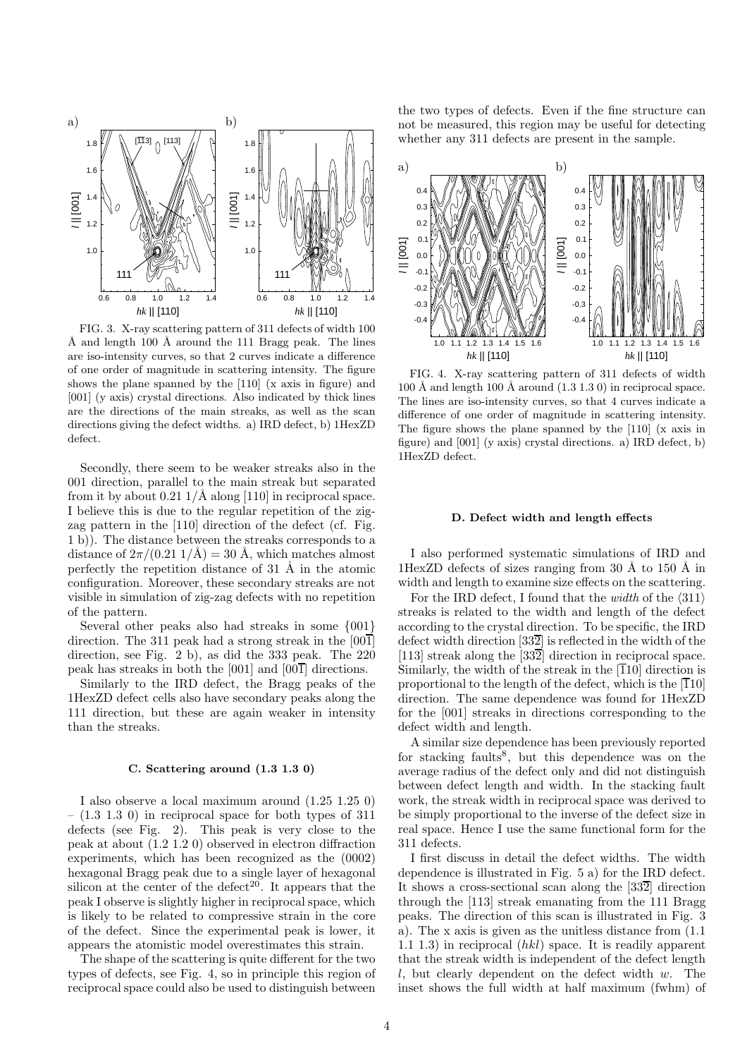a)

[$\overline{1}\overline{1}3$] [113]

1.8
1.6
1.4
1.2
1.0

$l$ || [001]

111

0.6 0.8 1.0 1.2 1.4

$hk$ || [110]

b)

1.8
1.6
1.4
1.2
1.0

$l$ || [001]

111

0.6 0.8 1.0 1.2 1.4

$hk$ || [110]

FIG. 3. X-ray scattering pattern of 311 defects of width 100 Å and length 100 Å around the 111 Bragg peak. The lines are iso-intensity curves, so that 2 curves indicate a difference of one order of magnitude in scattering intensity. The figure shows the plane spanned by the [110] (x axis in figure) and [001] (y axis) crystal directions. Also indicated by thick lines are the directions of the main streaks, as well as the scan directions giving the defect widths. a) IRD defect, b) 1HexZD defect.

Secondly, there seem to be weaker streaks also in the 001 direction, parallel to the main streak but separated from it by about 0.21 1/Å along [110] in reciprocal space. I believe this is due to the regular repetition of the zigzag pattern in the [110] direction of the defect (cf. Fig. 1 b)). The distance between the streaks corresponds to a distance of $2\pi/(0.21\ 1/\text{Å}) = 30$ Å, which matches almost perfectly the repetition distance of 31 Å in the atomic configuration. Moreover, these secondary streaks are not visible in simulation of zig-zag defects with no repetition of the pattern.

Several other peaks also had streaks in some {001} direction. The 311 peak had a strong streak in the [00$\overline{1}$] direction, see Fig. 2 b), as did the 333 peak. The 220 peak has streaks in both the [001] and [00$\overline{1}$] directions.

Similarly to the IRD defect, the Bragg peaks of the 1HexZD defect cells also have secondary peaks along the 111 direction, but these are again weaker in intensity than the streaks.

### C. Scattering around (1.3 1.3 0)

I also observe a local maximum around (1.25 1.25 0) – (1.3 1.3 0) in reciprocal space for both types of 311 defects (see Fig. 2). This peak is very close to the peak at about (1.2 1.2 0) observed in electron diffraction experiments, which has been recognized as the (0002) hexagonal Bragg peak due to a single layer of hexagonal silicon at the center of the defect[20]. It appears that the peak I observe is slightly higher in reciprocal space, which is likely to be related to compressive strain in the core of the defect. Since the experimental peak is lower, it appears the atomistic model overestimates this strain.

The shape of the scattering is quite different for the two types of defects, see Fig. 4, so in principle this region of reciprocal space could also be used to distinguish between the two types of defects. Even if the fine structure can not be measured, this region may be useful for detecting whether any 311 defects are present in the sample.

a)

0.4
0.3
0.2
0.1
0.0
-0.1
-0.2
-0.3
-0.4

$l$ || [001]

1.0 1.1 1.2 1.3 1.4 1.5 1.6

$hk$ || [110]

b)

0.4
0.3
0.2
0.1
0.0
-0.1
-0.2
-0.3
-0.4

$l$ || [001]

1.0 1.1 1.2 1.3 1.4 1.5 1.6

$hk$ || [110]

FIG. 4. X-ray scattering pattern of 311 defects of width 100 Å and length 100 Å around (1.3 1.3 0) in reciprocal space. The lines are iso-intensity curves, so that 4 curves indicate a difference of one order of magnitude in scattering intensity. The figure shows the plane spanned by the [110] (x axis in figure) and [001] (y axis) crystal directions. a) IRD defect, b) 1HexZD defect.

### D. Defect width and length effects

I also performed systematic simulations of IRD and 1HexZD defects of sizes ranging from 30 Å to 150 Å in width and length to examine size effects on the scattering.

For the IRD defect, I found that the *width* of the ⟨311⟩ streaks is related to the width and length of the defect according to the crystal direction. To be specific, the IRD defect width direction [33$\overline{2}$] is reflected in the width of the [113] streak along the [33$\overline{2}$] direction in reciprocal space. Similarly, the width of the streak in the [$\overline{1}$10] direction is proportional to the length of the defect, which is the [$\overline{1}$10] direction. The same dependence was found for 1HexZD for the [001] streaks in directions corresponding to the defect width and length.

A similar size dependence has been previously reported for stacking faults[8], but this dependence was on the average radius of the defect only and did not distinguish between defect length and width. In the stacking fault work, the streak width in reciprocal space was derived to be simply proportional to the inverse of the defect size in real space. Hence I use the same functional form for the 311 defects.

I first discuss in detail the defect widths. The width dependence is illustrated in Fig. 5 a) for the IRD defect. It shows a cross-sectional scan along the [33$\overline{2}$] direction through the [113] streak emanating from the 111 Bragg peaks. The direction of this scan is illustrated in Fig. 3 a). The x axis is given as the unitless distance from (1.1 1.1 1.3) in reciprocal ($hkl$) space. It is readily apparent that the streak width is independent of the defect length $l$, but clearly dependent on the defect width $w$. The inset shows the full width at half maximum (fwhm) of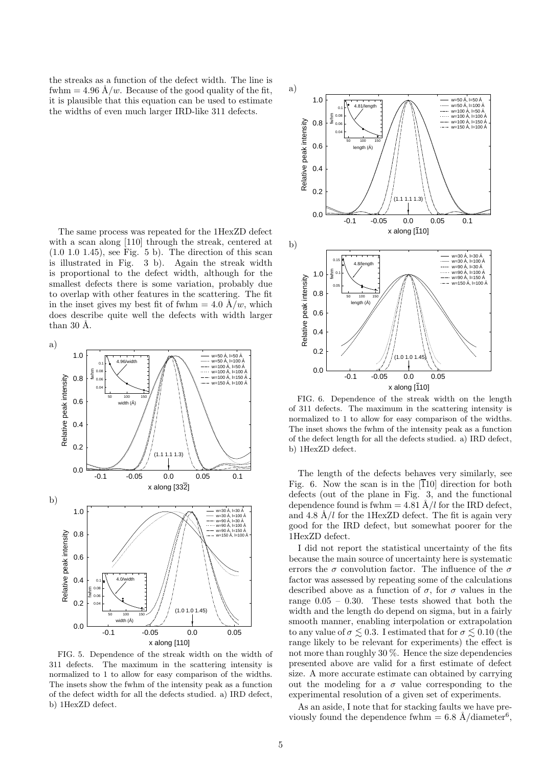the streaks as a function of the defect width. The line is fwhm $= 4.96$ Å$/w$. Because of the good quality of the fit, it is plausible that this equation can be used to estimate the widths of even much larger IRD-like 311 defects.

The same process was repeated for the 1HexZD defect with a scan along [110] through the streak, centered at (1.0 1.0 1.45), see Fig. 5 b). The direction of this scan is illustrated in Fig. 3 b). Again the streak width is proportional to the defect width, although for the smallest defects there is some variation, probably due to overlap with other features in the scattering. The fit in the inset gives my best fit of fwhm $= 4.0$ Å$/w$, which does describe quite well the defects with width larger than 30 Å.

a)

Relative peak intensity
x along [33$\bar{2}$]
(1.1 1.1 1.3)
4.96/width
fwhm
width (Å)
w=50 Å, l=50 Å
w=50 Å, l=100 Å
w=100 Å, l=50 Å
w=100 Å, l=100 Å
w=100 Å, l=150 Å
w=150 Å, l=100 Å

b)

Relative peak intensity
x along [110]
(1.0 1.0 1.45)
4.0/width
fwhm
width (Å)
w=30 Å, l=30 Å
w=30 Å, l=100 Å
w=90 Å, l=30 Å
w=90 Å, l=100 Å
w=90 Å, l=150 Å
w=150 Å, l=100 Å

FIG. 5. Dependence of the streak width on the width of 311 defects. The maximum in the scattering intensity is normalized to 1 to allow for easy comparison of the widths. The insets show the fwhm of the intensity peak as a function of the defect width for all the defects studied. a) IRD defect, b) 1HexZD defect.

a)

Relative peak intensity
x along [$\bar{1}$10]
(1.1 1.1 1.3)
4.81/length
fwhm
length (Å)
w=50 Å, l=50 Å
w=50 Å, l=100 Å
w=100 Å, l=50 Å
w=100 Å, l=100 Å
w=100 Å, l=150 Å
w=150 Å, l=100 Å

b)

Relative peak intensity
x along [$\bar{1}$10]
(1.0 1.0 1.45)
4.8/length
fwhm
length (Å)
w=30 Å, l=30 Å
w=30 Å, l=100 Å
w=90 Å, l=30 Å
w=90 Å, l=100 Å
w=90 Å, l=150 Å
w=150 Å, l=100 Å

FIG. 6. Dependence of the streak width on the length of 311 defects. The maximum in the scattering intensity is normalized to 1 to allow for easy comparison of the widths. The inset shows the fwhm of the intensity peak as a function of the defect length for all the defects studied. a) IRD defect, b) 1HexZD defect.

The length of the defects behaves very similarly, see Fig. 6. Now the scan is in the [$\bar{1}$10] direction for both defects (out of the plane in Fig. 3, and the functional dependence found is fwhm $= 4.81$ Å$/l$ for the IRD defect, and $4.8$ Å$/l$ for the 1HexZD defect. The fit is again very good for the IRD defect, but somewhat poorer for the 1HexZD defect.

I did not report the statistical uncertainty of the fits because the main source of uncertainty here is systematic errors the $\sigma$ convolution factor. The influence of the $\sigma$ factor was assessed by repeating some of the calculations described above as a function of $\sigma$, for $\sigma$ values in the range 0.05 – 0.30. These tests showed that both the width and the length do depend on sigma, but in a fairly smooth manner, enabling interpolation or extrapolation to any value of $\sigma \lesssim 0.3$. I estimated that for $\sigma \lesssim 0.10$ (the range likely to be relevant for experiments) the effect is not more than roughly 30 %. Hence the size dependencies presented above are valid for a first estimate of defect size. A more accurate estimate can obtained by carrying out the modeling for a $\sigma$ value corresponding to the experimental resolution of a given set of experiments.

As an aside, I note that for stacking faults we have previously found the dependence fwhm $= 6.8$ Å/diameter[6],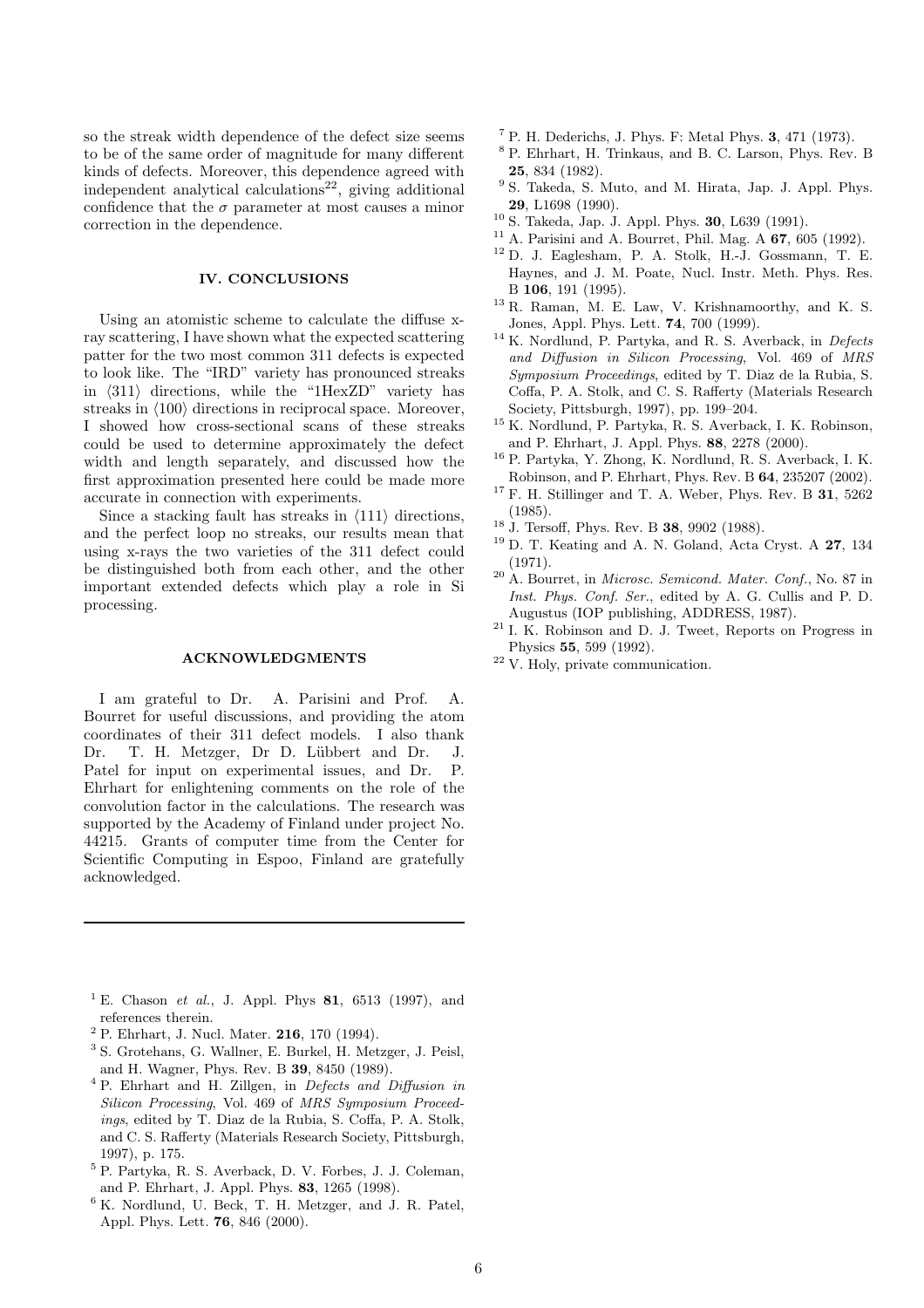so the streak width dependence of the defect size seems to be of the same order of magnitude for many different kinds of defects. Moreover, this dependence agreed with independent analytical calculations[22], giving additional confidence that the $\sigma$ parameter at most causes a minor correction in the dependence.

## IV. CONCLUSIONS

Using an atomistic scheme to calculate the diffuse x-ray scattering, I have shown what the expected scattering patter for the two most common 311 defects is expected to look like. The "IRD" variety has pronounced streaks in $\langle 311 \rangle$ directions, while the "1HexZD" variety has streaks in $\langle 100 \rangle$ directions in reciprocal space. Moreover, I showed how cross-sectional scans of these streaks could be used to determine approximately the defect width and length separately, and discussed how the first approximation presented here could be made more accurate in connection with experiments.

Since a stacking fault has streaks in $\langle 111 \rangle$ directions, and the perfect loop no streaks, our results mean that using x-rays the two varieties of the 311 defect could be distinguished both from each other, and the other important extended defects which play a role in Si processing.

## ACKNOWLEDGMENTS

I am grateful to Dr. A. Parisini and Prof. A. Bourret for useful discussions, and providing the atom coordinates of their 311 defect models. I also thank Dr. T. H. Metzger, Dr D. Lübbert and Dr. J. Patel for input on experimental issues, and Dr. P. Ehrhart for enlightening comments on the role of the convolution factor in the calculations. The research was supported by the Academy of Finland under project No. 44215. Grants of computer time from the Center for Scientific Computing in Espoo, Finland are gratefully acknowledged.

---

[1] E. Chason *et al.*, J. Appl. Phys **81**, 6513 (1997), and references therein.

[2] P. Ehrhart, J. Nucl. Mater. **216**, 170 (1994).

[3] S. Grotehans, G. Wallner, E. Burkel, H. Metzger, J. Peisl, and H. Wagner, Phys. Rev. B **39**, 8450 (1989).

[4] P. Ehrhart and H. Zillgen, in *Defects and Diffusion in Silicon Processing*, Vol. 469 of *MRS Symposium Proceedings*, edited by T. Diaz de la Rubia, S. Coffa, P. A. Stolk, and C. S. Rafferty (Materials Research Society, Pittsburgh, 1997), p. 175.

[5] P. Partyka, R. S. Averback, D. V. Forbes, J. J. Coleman, and P. Ehrhart, J. Appl. Phys. **83**, 1265 (1998).

[6] K. Nordlund, U. Beck, T. H. Metzger, and J. R. Patel, Appl. Phys. Lett. **76**, 846 (2000).

[7] P. H. Dederichs, J. Phys. F: Metal Phys. **3**, 471 (1973).

[8] P. Ehrhart, H. Trinkaus, and B. C. Larson, Phys. Rev. B **25**, 834 (1982).

[9] S. Takeda, S. Muto, and M. Hirata, Jap. J. Appl. Phys. **29**, L1698 (1990).

[10] S. Takeda, Jap. J. Appl. Phys. **30**, L639 (1991).

[11] A. Parisini and A. Bourret, Phil. Mag. A **67**, 605 (1992).

[12] D. J. Eaglesham, P. A. Stolk, H.-J. Gossmann, T. E. Haynes, and J. M. Poate, Nucl. Instr. Meth. Phys. Res. B **106**, 191 (1995).

[13] R. Raman, M. E. Law, V. Krishnamoorthy, and K. S. Jones, Appl. Phys. Lett. **74**, 700 (1999).

[14] K. Nordlund, P. Partyka, and R. S. Averback, in *Defects and Diffusion in Silicon Processing*, Vol. 469 of *MRS Symposium Proceedings*, edited by T. Diaz de la Rubia, S. Coffa, P. A. Stolk, and C. S. Rafferty (Materials Research Society, Pittsburgh, 1997), pp. 199–204.

[15] K. Nordlund, P. Partyka, R. S. Averback, I. K. Robinson, and P. Ehrhart, J. Appl. Phys. **88**, 2278 (2000).

[16] P. Partyka, Y. Zhong, K. Nordlund, R. S. Averback, I. K. Robinson, and P. Ehrhart, Phys. Rev. B **64**, 235207 (2002).

[17] F. H. Stillinger and T. A. Weber, Phys. Rev. B **31**, 5262 (1985).

[18] J. Tersoff, Phys. Rev. B **38**, 9902 (1988).

[19] D. T. Keating and A. N. Goland, Acta Cryst. A **27**, 134 (1971).

[20] A. Bourret, in *Microsc. Semicond. Mater. Conf.*, No. 87 in *Inst. Phys. Conf. Ser.*, edited by A. G. Cullis and P. D. Augustus (IOP publishing, ADDRESS, 1987).

[21] I. K. Robinson and D. J. Tweet, Reports on Progress in Physics **55**, 599 (1992).

[22] V. Holy, private communication.